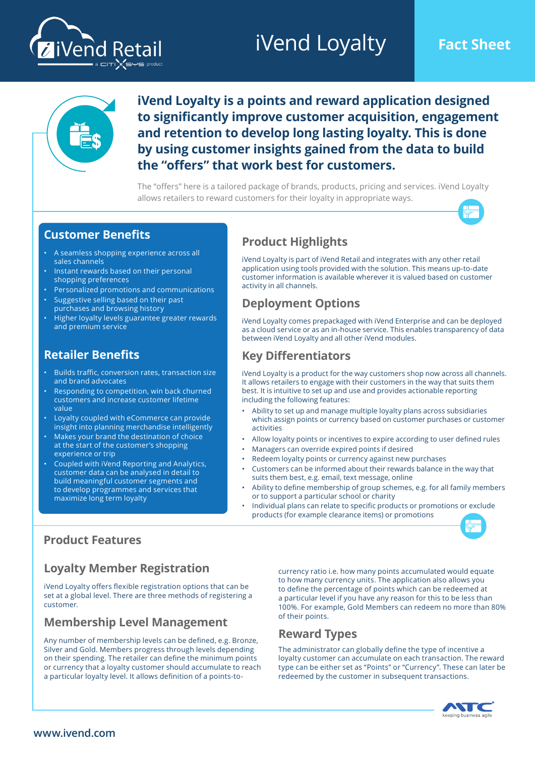# iVend Loyalty

**Fact Sheet**

**iVend Loyalty is a points and reward application designed to significantly improve customer acquisition, engagement and retention to develop long lasting loyalty. This is done by using customer insights gained from the data to build the "offers" that work best for customers.**

The "offers" here is a tailored package of brands, products, pricing and services. iVend Loyalty allows retailers to reward customers for their loyalty in appropriate ways.

## Customer Benefits

- A seamless shopping experience across all sales channels
- Instant rewards based on their personal shopping preferences
- Personalized promotions and communications
- Suggestive selling based on their past purchases and browsing history
- Higher loyalty levels guarantee greater rewards and premium service

## Retailer Benefits

- Builds traffic, conversion rates, transaction size and brand advocates
- Responding to competition, win back churned customers and increase customer lifetime value
- Loyalty coupled with eCommerce can provide insight into planning merchandise intelligently
- Makes your brand the destination of choice at the start of the customer's shopping experience or trip
- Coupled with iVend Reporting and Analytics, customer data can be analysed in detail to build meaningful customer segments and to develop programmes and services that maximize long term loyalty

## Product Highlights

iVend Loyalty is part of iVend Retail and integrates with any other retail application using tools provided with the solution. This means up-to-date customer information is available wherever it is valued based on customer activity in all channels.

## Deployment Options

iVend Loyalty comes prepackaged with iVend Enterprise and can be deployed as a cloud service or as an in-house service. This enables transparency of data between iVend Loyalty and all other iVend modules.

## Key Differentiators

iVend Loyalty is a product for the way customers shop now across all channels. It allows retailers to engage with their customers in the way that suits them best. It is intuitive to set up and use and provides actionable reporting including the following features:

- Ability to set up and manage multiple loyalty plans across subsidiaries which assign points or currency based on customer purchases or customer activities
- Allow loyalty points or incentives to expire according to user defined rules
- Managers can override expired points if desired
- Redeem loyalty points or currency against new purchases
- Customers can be informed about their rewards balance in the way that suits them best, e.g. email, text message, online
- Ability to define membership of group schemes, e.g. for all family members or to support a particular school or charity
- Individual plans can relate to specific products or promotions or exclude products (for example clearance items) or promotions

## Product Features

### Loyalty Member Registration

iVend Loyalty offers flexible registration options that can be set at a global level. There are three methods of registering a customer.

### Membership Level Management

Any number of membership levels can be defined, e.g. Bronze, Silver and Gold. Members progress through levels depending on their spending. The retailer can define the minimum points or currency a loyalty customer should accumulate to reach a particular loyalty level. It allows definition of a points-to-currency ratio i.e. how many points accumulated would equate to how many currency units. The application also allows you to define the percentage of points which can be redeemed at a particular level if you have any reason for this to be less than 100%. For example, Gold Members can redeem no more than 80% of their points.

### Reward Types

The administrator can globally define the type of incentive a loyalty customer can accumulate on each transaction. The reward type can be either set as "Points" or "Currency". These can later be redeemed by the customer in subsequent transactions.

www.ivend.com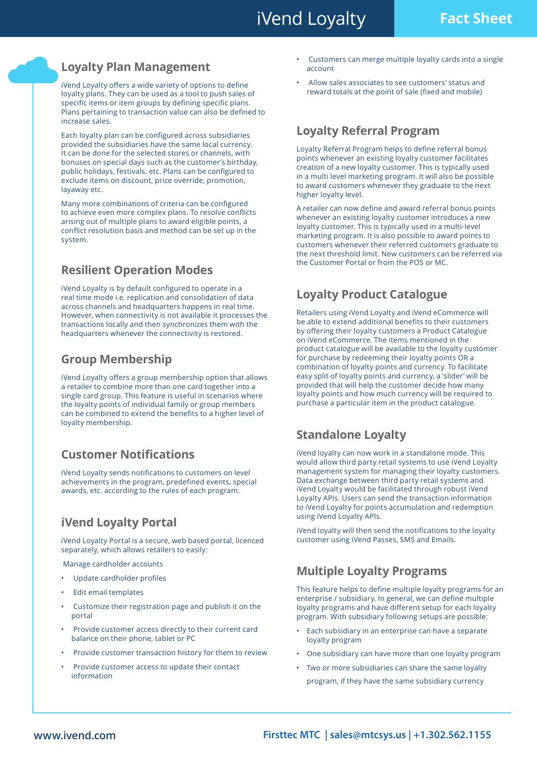## Loyalty Plan Management

iVend Loyalty offers a wide variety of options to define loyalty plans. They can be used as a tool to push sales of specific items or item groups by defining specific plans. Plans pertaining to transaction value can also be defined to increase sales.

Each loyalty plan can be configured across subsidiaries provided the subsidiaries have the same local currency. It can be done for the selected stores or channels, with bonuses on special days such as the customer's birthday, public holidays, festivals, etc. Plans can be configured to exclude items on discount, price override, promotion, layaway etc.

Many more combinations of criteria can be configured to achieve even more complex plans. To resolve conflicts arising out of multiple plans to award eligible points, a conflict resolution basis and method can be set up in the system.

## Resilient Operation Modes

iVend Loyalty is by default configured to operate in a real time mode i.e. replication and consolidation of data across channels and headquarters happens in real time. However, when connectivity is not available it processes the transactions locally and then synchronizes them with the headquarters whenever the connectivity is restored.

## Group Membership

iVend Loyalty offers a group membership option that allows a retailer to combine more than one card together into a single card group. This feature is useful in scenarios where the loyalty points of individual family or group members can be combined to extend the benefits to a higher level of loyalty membership.

## Customer Notifications

iVend Loyalty sends notifications to customers on level achievements in the program, predefined events, special awards, etc. according to the rules of each program.

## iVend Loyalty Portal

iVend Loyalty Portal is a secure, web based portal, licenced separately, which allows retailers to easily:

Manage cardholder accounts

- Update cardholder profiles
- Edit email templates
- Customize their registration page and publish it on the portal
- Provide customer access directly to their current card balance on their phone, tablet or PC
- Provide customer transaction history for them to review
- Provide customer access to update their contact information
- Customers can merge multiple loyalty cards into a single account
- Allow sales associates to see customers' status and reward totals at the point of sale (fixed and mobile)

## Loyalty Referral Program

Loyalty Referral Program helps to define referral bonus points whenever an existing loyalty customer facilitates creation of a new loyalty customer. This is typically used in a multi level marketing program. It will also be possible to award customers whenever they graduate to the next higher loyalty level.

A retailer can now define and award referral bonus points whenever an existing loyalty customer introduces a new loyalty customer. This is typically used in a multi-level marketing program. It is also possible to award points to customers whenever their referred customers graduate to the next threshold limit. New customers can be referred via the Customer Portal or from the POS or MC.

## Loyalty Product Catalogue

Retailers using iVend Loyalty and iVend eCommerce will be able to extend additional benefits to their customers by offering their loyalty customers a Product Catalogue on iVend eCommerce. The items mentioned in the product catalogue will be available to the loyalty customer for purchase by redeeming their loyalty points OR a combination of loyalty points and currency. To facilitate easy split of loyalty points and currency, a 'slider' will be provided that will help the customer decide how many loyalty points and how much currency will be required to purchase a particular item in the product catalogue.

## Standalone Loyalty

iVend loyalty can now work in a standalone mode. This would allow third party retail systems to use iVend Loyalty management system for managing their loyalty customers. Data exchange between third party retail systems and iVend Loyalty would be facilitated through robust iVend Loyalty APIs. Users can send the transaction information to iVend Loyalty for points accumulation and redemption using iVend Loyalty APIs.

iVend loyalty will then send the notifications to the loyalty customer using iVend Passes, SMS and Emails.

## Multiple Loyalty Programs

This feature helps to define multiple loyalty programs for an enterprise / subsidiary. In general, we can define multiple loyalty programs and have different setup for each loyalty program. With subsidiary following setups are possible:

- Each subsidiary in an enterprise can have a separate loyalty program
- One subsidiary can have more than one loyalty program
- Two or more subsidiaries can share the same loyalty program, if they have the same subsidiary currency

www.ivend.com

Firsttec MTC | sales@mtcsys.us | +1.302.562.1155